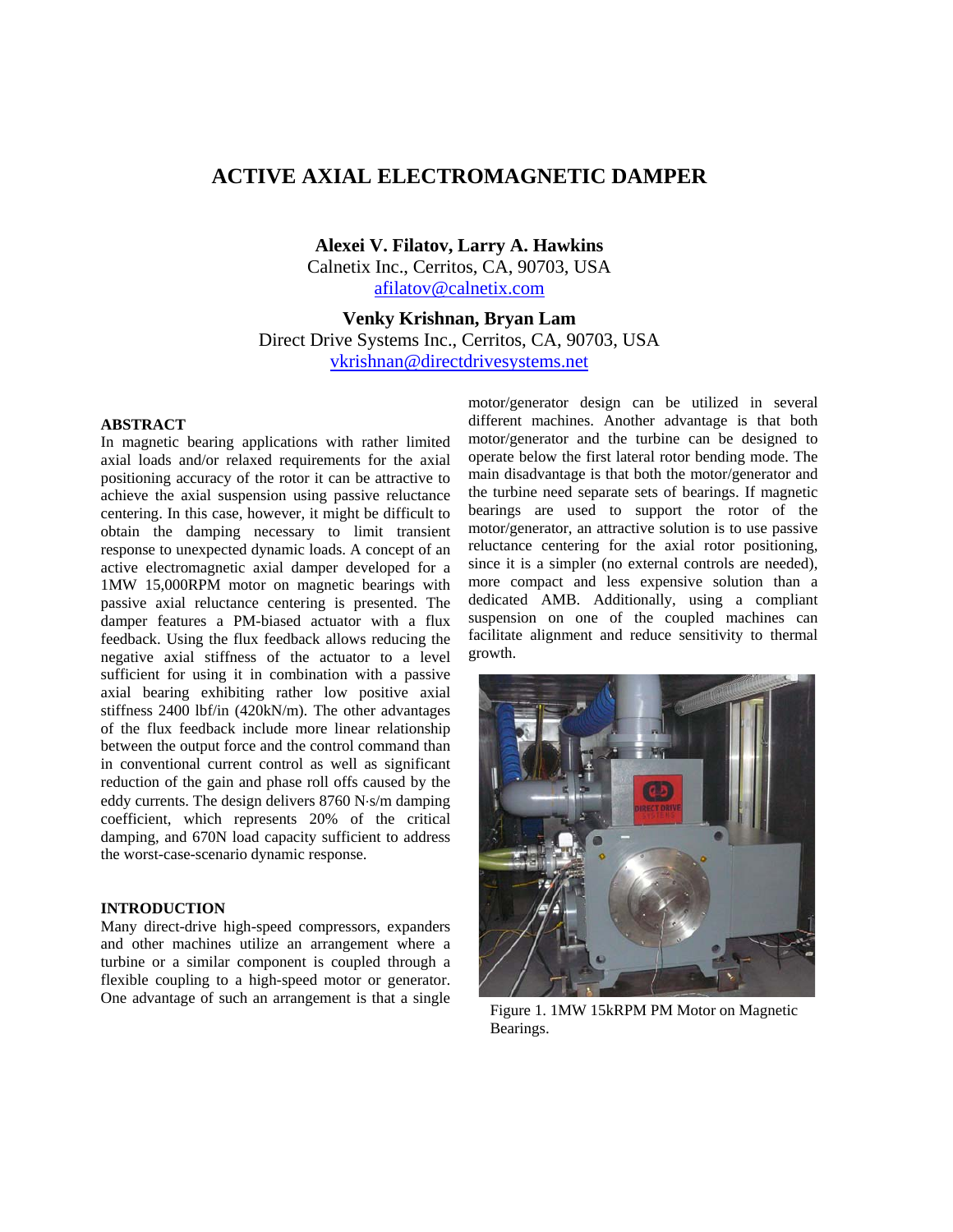# ACTIVE AXIAL ELECTROMAGNETIC DAMPER

**Alexei V. Filatov, Larry A. Hawkins**
Calnetix Inc., Cerritos, CA, 90703, USA
afilatov@calnetix.com

**Venky Krishnan, Bryan Lam**
Direct Drive Systems Inc., Cerritos, CA, 90703, USA
vkrishnan@directdrivesystems.net

## ABSTRACT

In magnetic bearing applications with rather limited axial loads and/or relaxed requirements for the axial positioning accuracy of the rotor it can be attractive to achieve the axial suspension using passive reluctance centering. In this case, however, it might be difficult to obtain the damping necessary to limit transient response to unexpected dynamic loads. A concept of an active electromagnetic axial damper developed for a 1MW 15,000RPM motor on magnetic bearings with passive axial reluctance centering is presented. The damper features a PM-biased actuator with a flux feedback. Using the flux feedback allows reducing the negative axial stiffness of the actuator to a level sufficient for using it in combination with a passive axial bearing exhibiting rather low positive axial stiffness 2400 lbf/in (420kN/m). The other advantages of the flux feedback include more linear relationship between the output force and the control command than in conventional current control as well as significant reduction of the gain and phase roll offs caused by the eddy currents. The design delivers 8760 N·s/m damping coefficient, which represents 20% of the critical damping, and 670N load capacity sufficient to address the worst-case-scenario dynamic response.

## INTRODUCTION

Many direct-drive high-speed compressors, expanders and other machines utilize an arrangement where a turbine or a similar component is coupled through a flexible coupling to a high-speed motor or generator. One advantage of such an arrangement is that a single motor/generator design can be utilized in several different machines. Another advantage is that both motor/generator and the turbine can be designed to operate below the first lateral rotor bending mode. The main disadvantage is that both the motor/generator and the turbine need separate sets of bearings. If magnetic bearings are used to support the rotor of the motor/generator, an attractive solution is to use passive reluctance centering for the axial rotor positioning, since it is a simpler (no external controls are needed), more compact and less expensive solution than a dedicated AMB. Additionally, using a compliant suspension on one of the coupled machines can facilitate alignment and reduce sensitivity to thermal growth.

Figure 1. 1MW 15kRPM PM Motor on Magnetic Bearings.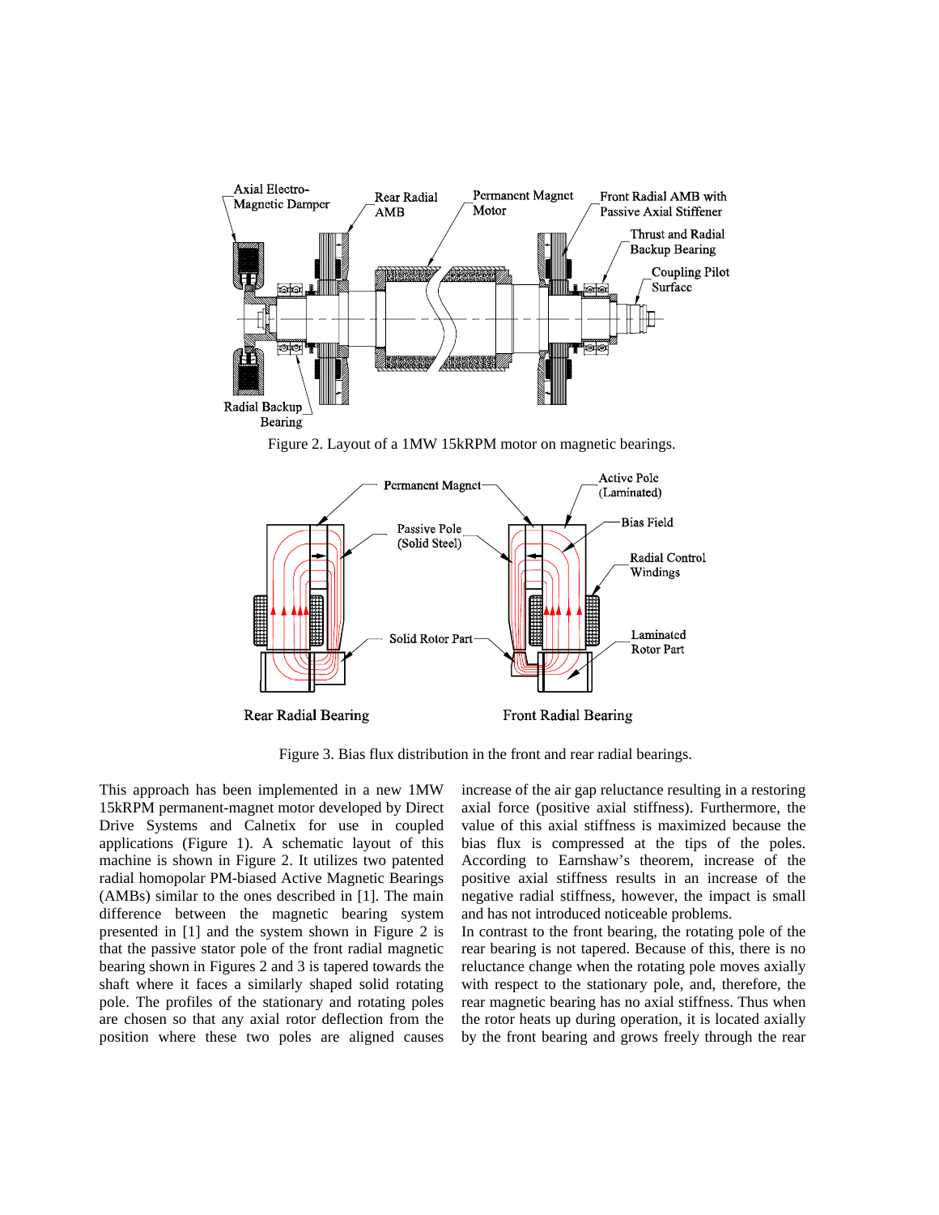Figure 2. Layout of a 1MW 15kRPM motor on magnetic bearings.

Figure 3. Bias flux distribution in the front and rear radial bearings.

This approach has been implemented in a new 1MW 15kRPM permanent-magnet motor developed by Direct Drive Systems and Calnetix for use in coupled applications (Figure 1). A schematic layout of this machine is shown in Figure 2. It utilizes two patented radial homopolar PM-biased Active Magnetic Bearings (AMBs) similar to the ones described in [1]. The main difference between the magnetic bearing system presented in [1] and the system shown in Figure 2 is that the passive stator pole of the front radial magnetic bearing shown in Figures 2 and 3 is tapered towards the shaft where it faces a similarly shaped solid rotating pole. The profiles of the stationary and rotating poles are chosen so that any axial rotor deflection from the position where these two poles are aligned causes increase of the air gap reluctance resulting in a restoring axial force (positive axial stiffness). Furthermore, the value of this axial stiffness is maximized because the bias flux is compressed at the tips of the poles. According to Earnshaw's theorem, increase of the positive axial stiffness results in an increase of the negative radial stiffness, however, the impact is small and has not introduced noticeable problems.

In contrast to the front bearing, the rotating pole of the rear bearing is not tapered. Because of this, there is no reluctance change when the rotating pole moves axially with respect to the stationary pole, and, therefore, the rear magnetic bearing has no axial stiffness. Thus when the rotor heats up during operation, it is located axially by the front bearing and grows freely through the rear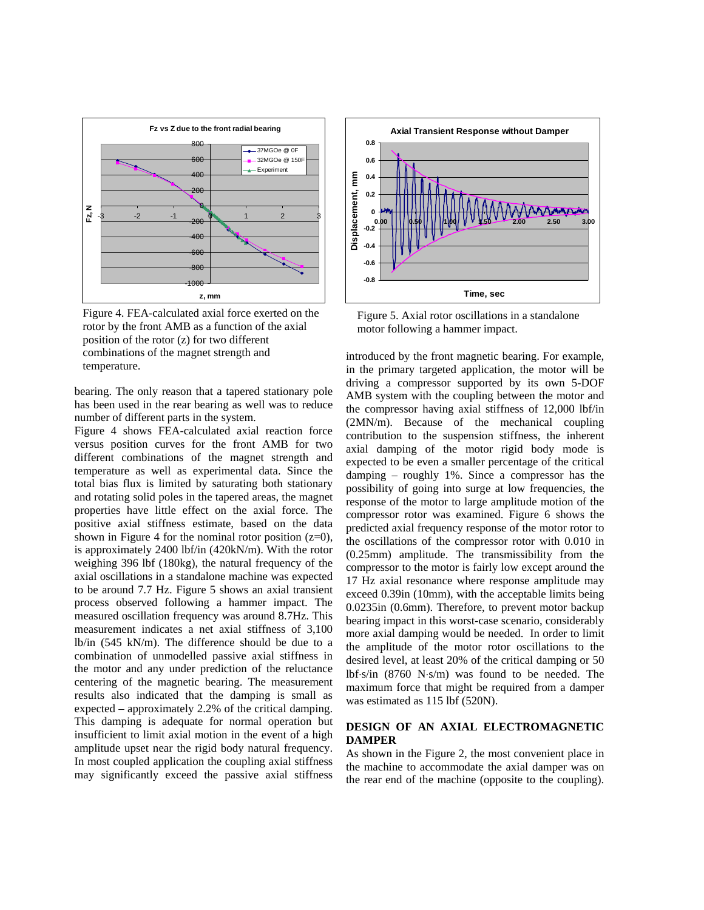Figure 4. FEA-calculated axial force exerted on the rotor by the front AMB of the axial position of the rotor (z) for two different combinations of the magnet strength and temperature.

Figure 5. Axial rotor oscillations in a standalone motor following a hammer impact.

bearing. The only reason that a tapered stationary pole has been used in the rear bearing as well was to reduce number of different parts in the system.

Figure 4 shows FEA-calculated axial reaction force versus position curves for the front AMB for two different combinations of the magnet strength and temperature as well as experimental data. Since the total bias flux is limited by saturating both stationary and rotating solid poles in the tapered areas, the magnet properties have little effect on the axial force. The positive axial stiffness estimate, based on the data shown in Figure 4 for the nominal rotor position (z=0), is approximately 2400 lbf/in (420kN/m). With the rotor weighing 396 lbf (180kg), the natural frequency of the axial oscillations in a standalone machine was expected to be around 7.7 Hz. Figure 5 shows an axial transient process observed following a hammer impact. The measured oscillation frequency was around 8.7Hz. This measurement indicates a net axial stiffness of 3,100 lb/in (545 kN/m). The difference should be due to a combination of unmodelled passive axial stiffness in the motor and any under prediction of the reluctance centering of the magnetic bearing. The measurement results also indicated that the damping is small as expected – approximately 2.2% of the critical damping. This damping is adequate for normal operation but insufficient to limit axial motion in the event of a high amplitude upset near the rigid body natural frequency. In most coupled application the coupling axial stiffness may significantly exceed the passive axial stiffness introduced by the front magnetic bearing. For example, in the primary targeted application, the motor will be driving a compressor supported by its own 5-DOF AMB system with the coupling between the motor and the compressor having axial stiffness of 12,000 lbf/in (2MN/m). Because of the mechanical coupling contribution to the suspension stiffness, the inherent axial damping of the motor rigid body mode is expected to be even a smaller percentage of the critical damping – roughly 1%. Since a compressor has the possibility of going into surge at low frequencies, the response of the motor to large amplitude motion of the compressor rotor was examined. Figure 6 shows the predicted axial frequency response of the motor rotor to the oscillations of the compressor rotor with 0.010 in (0.25mm) amplitude. The transmissibility from the compressor to the motor is fairly low except around the 17 Hz axial resonance where response amplitude may exceed 0.39in (10mm), with the acceptable limits being 0.0235in (0.6mm). Therefore, to prevent motor backup bearing impact in this worst-case scenario, considerably more axial damping would be needed. In order to limit the amplitude of the motor rotor oscillations to the desired level, at least 20% of the critical damping or 50 lbf·s/in (8760 N·s/m) was found to be needed. The maximum force that might be required from a damper was estimated as 115 lbf (520N).

## DESIGN OF AN AXIAL ELECTROMAGNETIC DAMPER

As shown in the Figure 2, the most convenient place in the machine to accommodate the axial damper was on the rear end of the machine (opposite to the coupling).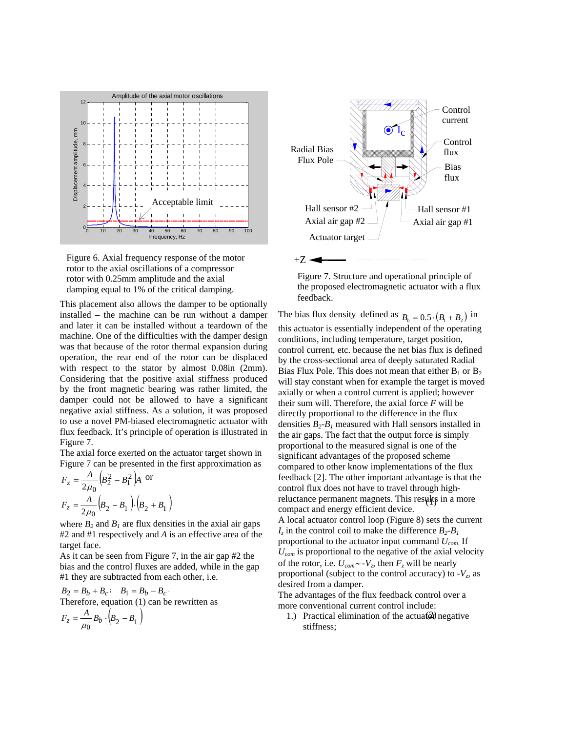Figure 6. Axial frequency response of the motor rotor to the axial oscillations of a compressor rotor with 0.25mm amplitude and the axial damping equal to 1% of the critical damping.

This placement also allows the damper to be optionally installed – the machine can be run without a damper and later it can be installed without a teardown of the machine. One of the difficulties with the damper design was that because of the rotor thermal expansion during operation, the rear end of the rotor can be displaced with respect to the stator by almost 0.08in (2mm). Considering that the positive axial stiffness produced by the front magnetic bearing was rather limited, the damper could not be allowed to have a significant negative axial stiffness. As a solution, it was proposed to use a novel PM-biased electromagnetic actuator with flux feedback. It's principle of operation is illustrated in Figure 7.

The axial force exerted on the actuator target shown in Figure 7 can be presented in the first approximation as

$$F_z = \frac{A}{2\mu_0}\left(B_2^2 - B_1^2\right)A \text{ or}$$

$$F_z = \frac{A}{2\mu_0}\left(B_2 - B_1\right)\cdot\left(B_2 + B_1\right) \quad (1)$$

where $B_2$ and $B_1$ are flux densities in the axial air gaps #2 and #1 respectively and $A$ is an effective area of the target face.

As it can be seen from Figure 7, in the air gap #2 the bias and the control fluxes are added, while in the gap #1 they are subtracted from each other, i.e.

$$B_2 = B_b + B_c; \quad B_1 = B_b - B_c.$$

Therefore, equation (1) can be rewritten as

$$F_z = \frac{A}{\mu_0} B_b \cdot \left(B_2 - B_1\right) \quad (2)$$

Figure 7. Structure and operational principle of the proposed electromagnetic actuator with a flux feedback.

The bias flux density defined as $B_b = 0.5\cdot(B_1 + B_2)$ in this actuator is essentially independent of the operating conditions, including temperature, target position, control current, etc. because the net bias flux is defined by the cross-sectional area of deeply saturated Radial Bias Flux Pole. This does not mean that either $B_1$ or $B_2$ will stay constant when for example the target is moved axially or when a control current is applied; however their sum will. Therefore, the axial force $F$ will be directly proportional to the difference in the flux densities $B_2$-$B_1$ measured with Hall sensors installed in the air gaps. The fact that the output force is simply proportional to the measured signal is one of the significant advantages of the proposed scheme compared to other know implementations of the flux feedback [2]. The other important advantage is that the control flux does not have to travel through high-reluctance permanent magnets. This results in a more compact and energy efficient device.

A local actuator control loop (Figure 8) sets the current $I_z$ in the control coil to make the difference $B_2$-$B_1$ proportional to the actuator input command $U_{com}$. If $U_{com}$ is proportional to the negative of the axial velocity of the rotor, i.e. $U_{com} \sim -V_z$, then $F_z$ will be nearly proportional (subject to the control accuracy) to $-V_z$, as desired from a damper.

The advantages of the flux feedback control over a more conventional current control include:

1.) Practical elimination of the actuator negative stiffness;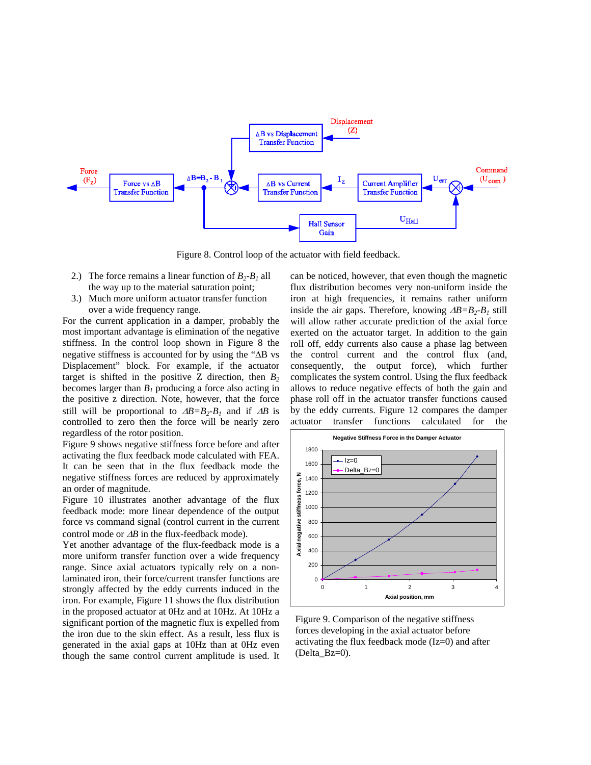Figure 8. Control loop of the actuator with field feedback.

2.) The force remains a linear function of $B_2$-$B_1$ all the way up to the material saturation point;

3.) Much more uniform actuator transfer function over a wide frequency range.

For the current application in a damper, probably the most important advantage is elimination of the negative stiffness. In the control loop shown in Figure 8 the negative stiffness is accounted for by using the "ΔB vs Displacement" block. For example, if the actuator target is shifted in the positive Z direction, then $B_2$ becomes larger than $B_1$ producing a force also acting in the positive z direction. Note, however, that the force still will be proportional to $\Delta B=B_2-B_1$ and if $\Delta B$ is controlled to zero then the force will be nearly zero regardless of the rotor position.

Figure 9 shows negative stiffness force before and after activating the flux feedback mode calculated with FEA. It can be seen that in the flux feedback mode the negative stiffness forces are reduced by approximately an order of magnitude.

Figure 10 illustrates another advantage of the flux feedback mode: more linear dependence of the output force vs command signal (control current in the current control mode or $\Delta B$ in the flux-feedback mode).

Yet another advantage of the flux-feedback mode is a more uniform transfer function over a wide frequency range. Since axial actuators typically rely on a non-laminated iron, their force/current transfer functions are strongly affected by the eddy currents induced in the iron. For example, Figure 11 shows the flux distribution in the proposed actuator at 0Hz and at 10Hz. At 10Hz a significant portion of the magnetic flux is expelled from the iron due to the skin effect. As a result, less flux is generated in the axial gaps at 10Hz than at 0Hz even though the same control current amplitude is used. It can be noticed, however, that even though the magnetic flux distribution becomes very non-uniform inside the iron at high frequencies, it remains rather uniform inside the air gaps. Therefore, knowing $\Delta B=B_2-B_1$ still will allow rather accurate prediction of the axial force exerted on the actuator target. In addition to the gain roll off, eddy currents also cause a phase lag between the control current and the control flux (and, consequently, the output force), which further complicates the system control. Using the flux feedback allows to reduce negative effects of both the gain and phase roll off in the actuator transfer functions caused by the eddy currents. Figure 12 compares the damper actuator transfer functions calculated for the

Figure 9. Comparison of the negative stiffness forces developing in the axial actuator before activating the flux feedback mode (Iz=0) and after (Delta_Bz=0).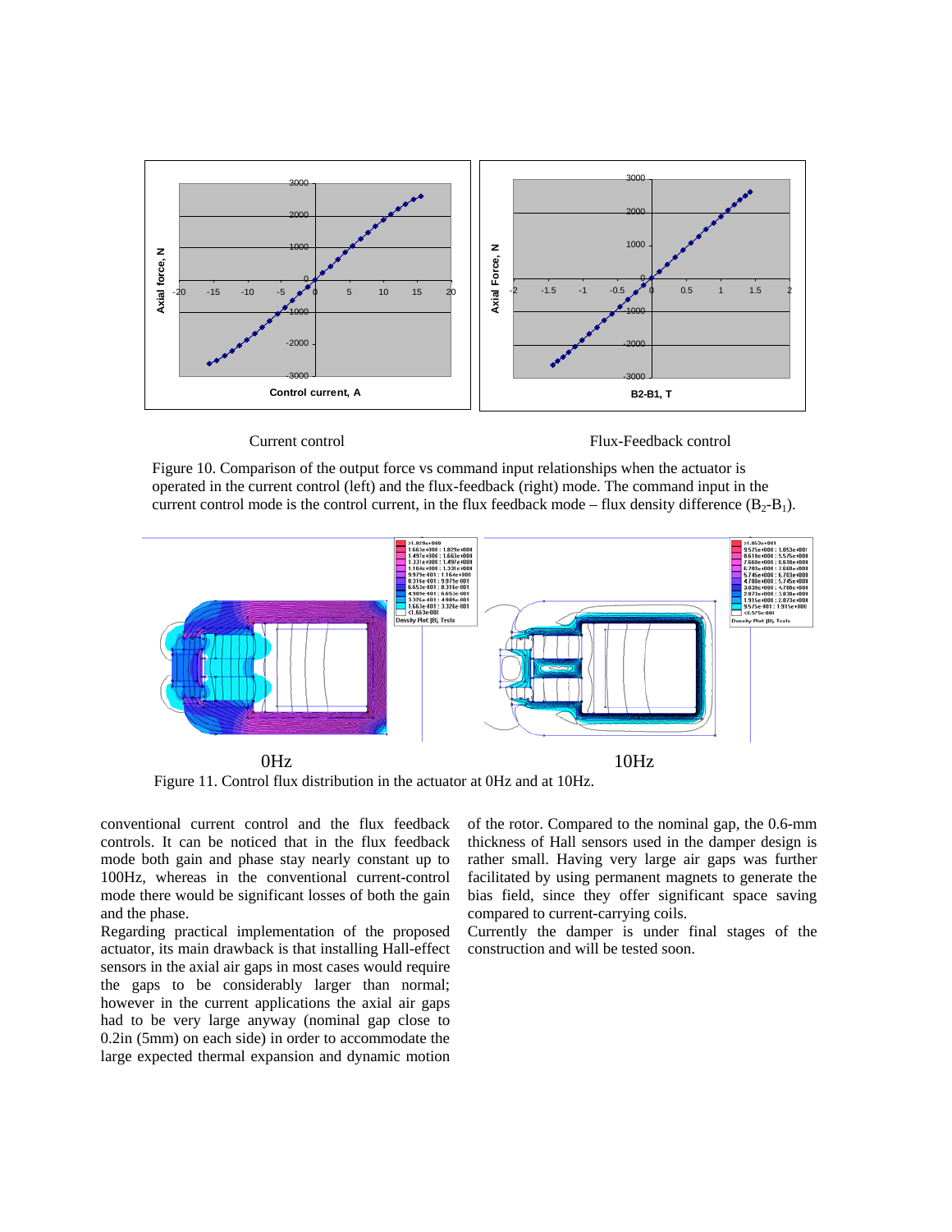Current control

Flux-Feedback control

Figure 10. Comparison of the output force vs command input relationships when the actuator is operated in the current control (left) and the flux-feedback (right) mode. The command input in the current control mode is the control current, in the flux feedback mode – flux density difference ($B_2$-$B_1$).

0Hz

10Hz

Figure 11. Control flux distribution in the actuator at 0Hz and at 10Hz.

conventional current control and the flux feedback controls. It can be noticed that in the flux feedback mode both gain and phase stay nearly constant up to 100Hz, whereas in the conventional current-control mode there would be significant losses of both the gain and the phase.

Regarding practical implementation of the proposed actuator, its main drawback is that installing Hall-effect sensors in the axial air gaps in most cases would require the gaps to be considerably larger than normal; however in the current applications the axial air gaps had to be very large anyway (nominal gap close to 0.2in (5mm) on each side) in order to accommodate the large expected thermal expansion and dynamic motion of the rotor. Compared to the nominal gap, the 0.6-mm thickness of Hall sensors used in the damper design is rather small. Having very large air gaps was further facilitated by using permanent magnets to generate the bias field, since they offer significant space saving compared to current-carrying coils.

Currently the damper is under final stages of the construction and will be tested soon.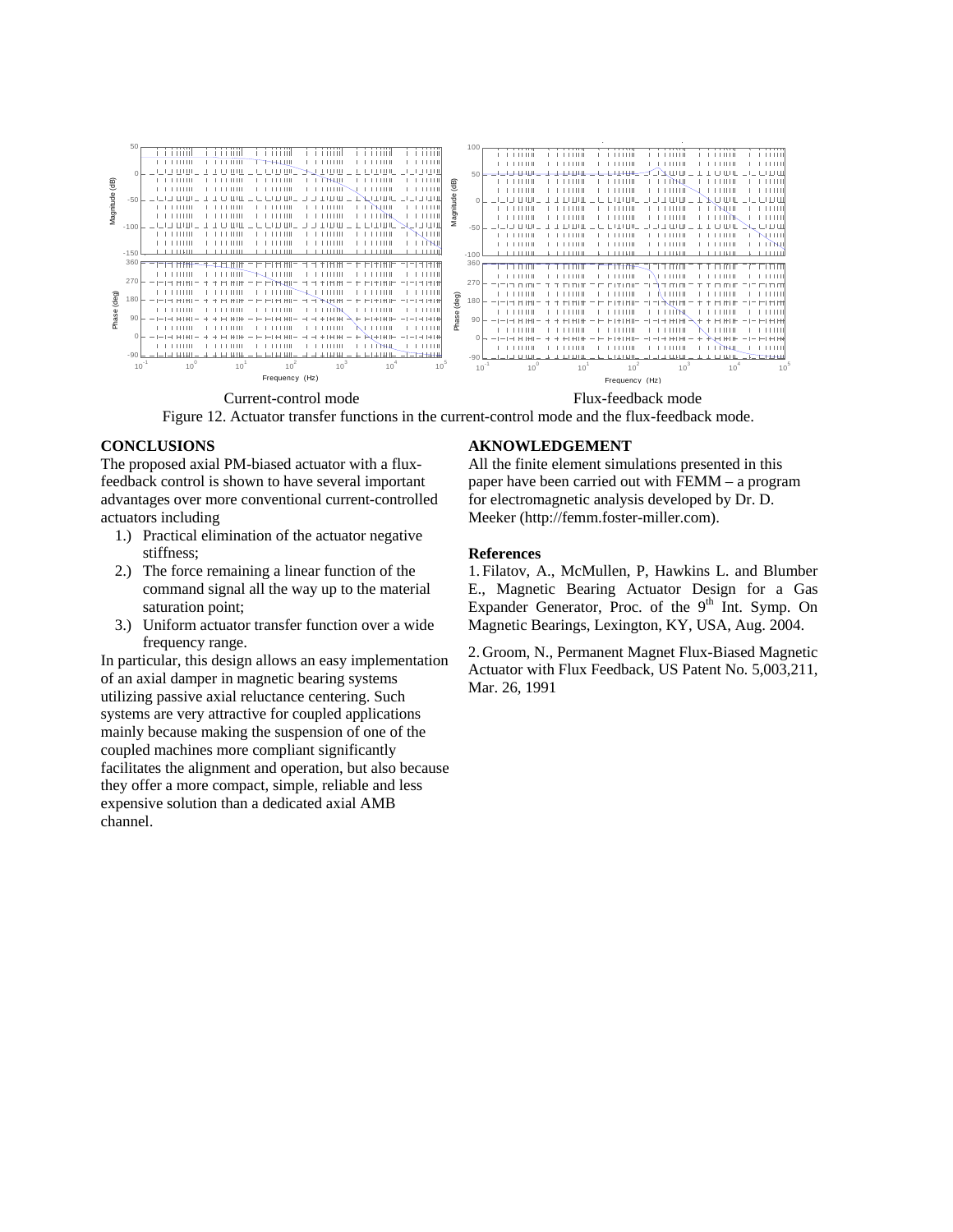50

0

-50

-100

-150

Magnitude (dB)

360

270

180

90

0

-90

Phase (deg)

$10^{-1}$ $10^{0}$ $10^{1}$ $10^{2}$ $10^{3}$ $10^{4}$ $10^{5}$

Frequency (Hz)

100

50

0

-50

-100

Magnitude (dB)

360

270

180

90

0

-90

Phase (deg)

$10^{-1}$ $10^{0}$ $10^{1}$ $10^{2}$ $10^{3}$ $10^{4}$ $10^{5}$

Frequency (Hz)

Current-control mode

Flux-feedback mode

Figure 12. Actuator transfer functions in the current-control mode and the flux-feedback mode.

**CONCLUSIONS**

The proposed axial PM-biased actuator with a flux-feedback control is shown to have several important advantages over more conventional current-controlled actuators including

1.) Practical elimination of the actuator negative stiffness;
2.) The force remaining a linear function of the command signal all the way up to the material saturation point;
3.) Uniform actuator transfer function over a wide frequency range.

In particular, this design allows an easy implementation of an axial damper in magnetic bearing systems utilizing passive axial reluctance centering. Such systems are very attractive for coupled applications mainly because making the suspension of one of the coupled machines more compliant significantly facilitates the alignment and operation, but also because they offer a more compact, simple, reliable and less expensive solution than a dedicated axial AMB channel.

**AKNOWLEDGEMENT**

All the finite element simulations presented in this paper have been carried out with FEMM – a program for electromagnetic analysis developed by Dr. D. Meeker (http://femm.foster-miller.com).

**References**

1. Filatov, A., McMullen, P, Hawkins L. and Blumber E., Magnetic Bearing Actuator Design for a Gas Expander Generator, Proc. of the 9th Int. Symp. On Magnetic Bearings, Lexington, KY, USA, Aug. 2004.

2. Groom, N., Permanent Magnet Flux-Biased Magnetic Actuator with Flux Feedback, US Patent No. 5,003,211, Mar. 26, 1991